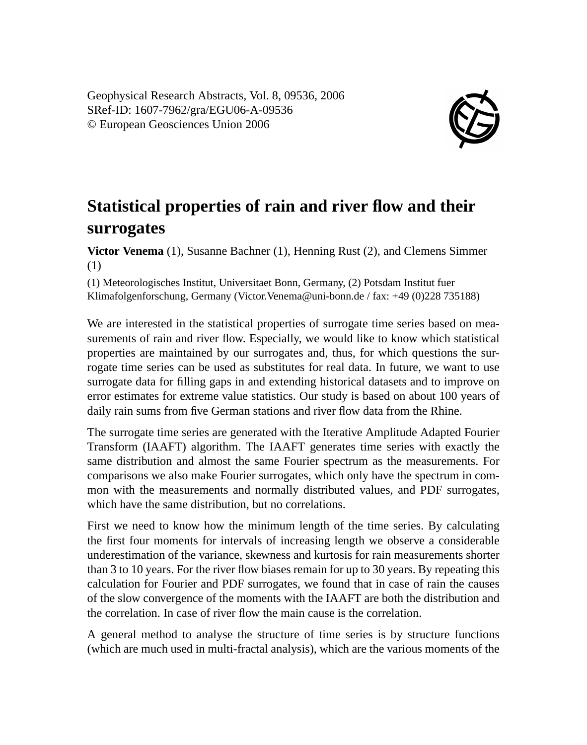Geophysical Research Abstracts, Vol. 8, 09536, 2006
SRef-ID: 1607-7962/gra/EGU06-A-09536
© European Geosciences Union 2006

# Statistical properties of rain and river flow and their surrogates

**Victor Venema** (1), Susanne Bachner (1), Henning Rust (2), and Clemens Simmer (1)

(1) Meteorologisches Institut, Universitaet Bonn, Germany, (2) Potsdam Institut fuer Klimafolgenforschung, Germany (Victor.Venema@uni-bonn.de / fax: +49 (0)228 735188)

We are interested in the statistical properties of surrogate time series based on measurements of rain and river flow. Especially, we would like to know which statistical properties are maintained by our surrogates and, thus, for which questions the surrogate time series can be used as substitutes for real data. In future, we want to use surrogate data for filling gaps in and extending historical datasets and to improve on error estimates for extreme value statistics. Our study is based on about 100 years of daily rain sums from five German stations and river flow data from the Rhine.

The surrogate time series are generated with the Iterative Amplitude Adapted Fourier Transform (IAAFT) algorithm. The IAAFT generates time series with exactly the same distribution and almost the same Fourier spectrum as the measurements. For comparisons we also make Fourier surrogates, which only have the spectrum in common with the measurements and normally distributed values, and PDF surrogates, which have the same distribution, but no correlations.

First we need to know how the minimum length of the time series. By calculating the first four moments for intervals of increasing length we observe a considerable underestimation of the variance, skewness and kurtosis for rain measurements shorter than 3 to 10 years. For the river flow biases remain for up to 30 years. By repeating this calculation for Fourier and PDF surrogates, we found that in case of rain the causes of the slow convergence of the moments with the IAAFT are both the distribution and the correlation. In case of river flow the main cause is the correlation.

A general method to analyse the structure of time series is by structure functions (which are much used in multi-fractal analysis), which are the various moments of the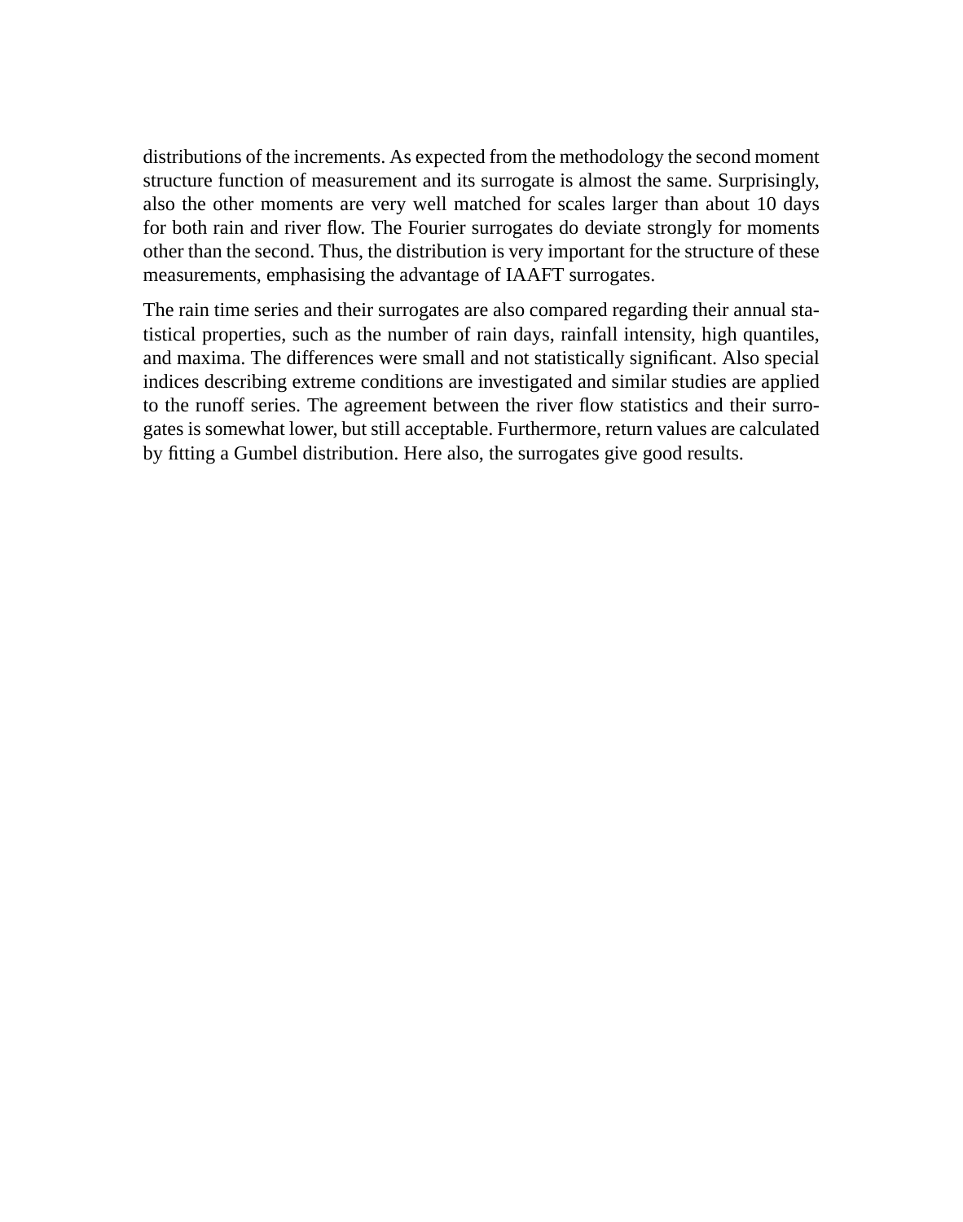distributions of the increments. As expected from the methodology the second moment structure function of measurement and its surrogate is almost the same. Surprisingly, also the other moments are very well matched for scales larger than about 10 days for both rain and river flow. The Fourier surrogates do deviate strongly for moments other than the second. Thus, the distribution is very important for the structure of these measurements, emphasising the advantage of IAAFT surrogates.

The rain time series and their surrogates are also compared regarding their annual statistical properties, such as the number of rain days, rainfall intensity, high quantiles, and maxima. The differences were small and not statistically significant. Also special indices describing extreme conditions are investigated and similar studies are applied to the runoff series. The agreement between the river flow statistics and their surrogates is somewhat lower, but still acceptable. Furthermore, return values are calculated by fitting a Gumbel distribution. Here also, the surrogates give good results.